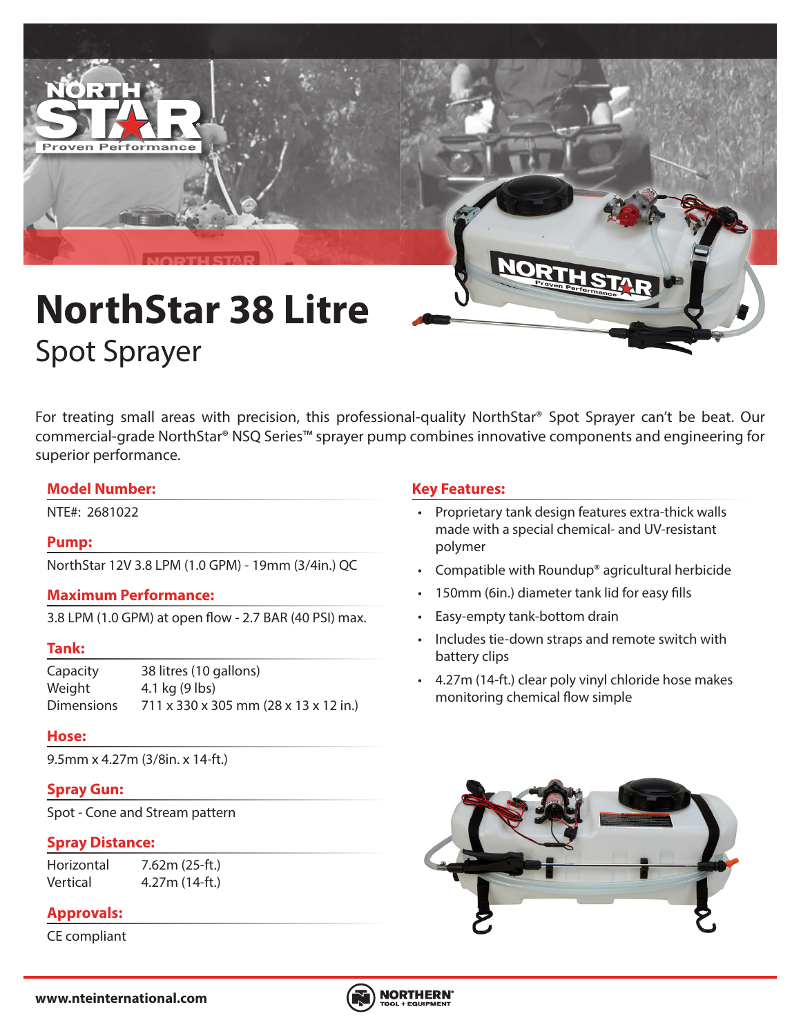# NorthStar 38 Litre

## Spot Sprayer

For treating small areas with precision, this professional-quality NorthStar® Spot Sprayer can't be beat. Our commercial-grade NorthStar® NSQ Series™ sprayer pump combines innovative components and engineering for superior performance.

### Model Number:

NTE#: 2681022

### Pump:

NorthStar 12V 3.8 LPM (1.0 GPM) - 19mm (3/4in.) QC

### Maximum Performance:

3.8 LPM (1.0 GPM) at open flow - 2.7 BAR (40 PSI) max.

### Tank:

| | |
|---|---|
| Capacity | 38 litres (10 gallons) |
| Weight | 4.1 kg (9 lbs) |
| Dimensions | 711 x 330 x 305 mm (28 x 13 x 12 in.) |

### Hose:

9.5mm x 4.27m (3/8in. x 14-ft.)

### Spray Gun:

Spot - Cone and Stream pattern

### Spray Distance:

| | |
|---|---|
| Horizontal | 7.62m (25-ft.) |
| Vertical | 4.27m (14-ft.) |

### Approvals:

CE compliant

### Key Features:

- Proprietary tank design features extra-thick walls made with a special chemical- and UV-resistant polymer
- Compatible with Roundup® agricultural herbicide
- 150mm (6in.) diameter tank lid for easy fills
- Easy-empty tank-bottom drain
- Includes tie-down straps and remote switch with battery clips
- 4.27m (14-ft.) clear poly vinyl chloride hose makes monitoring chemical flow simple

www.nteinternational.com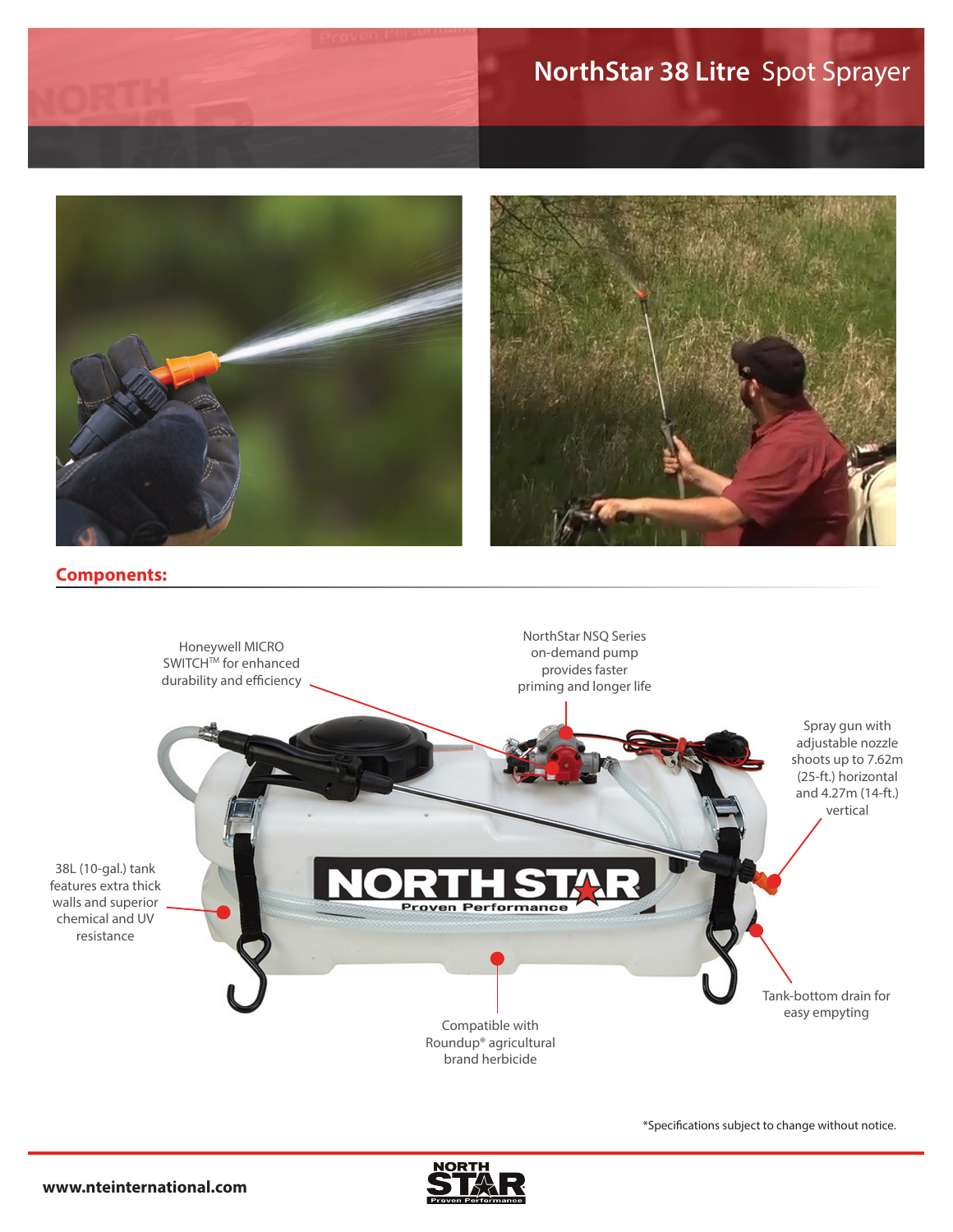# NorthStar 38 Litre Spot Sprayer

## Components:

Honeywell MICRO SWITCH™ for enhanced durability and efficiency

NorthStar NSQ Series on-demand pump provides faster priming and longer life

Spray gun with adjustable nozzle shoots up to 7.62m (25-ft.) horizontal and 4.27m (14-ft.) vertical

38L (10-gal.) tank features extra thick walls and superior chemical and UV resistance

Tank-bottom drain for easy emptying

Compatible with Roundup® agricultural brand herbicide

*Specifications subject to change without notice.

**www.nteinternational.com**